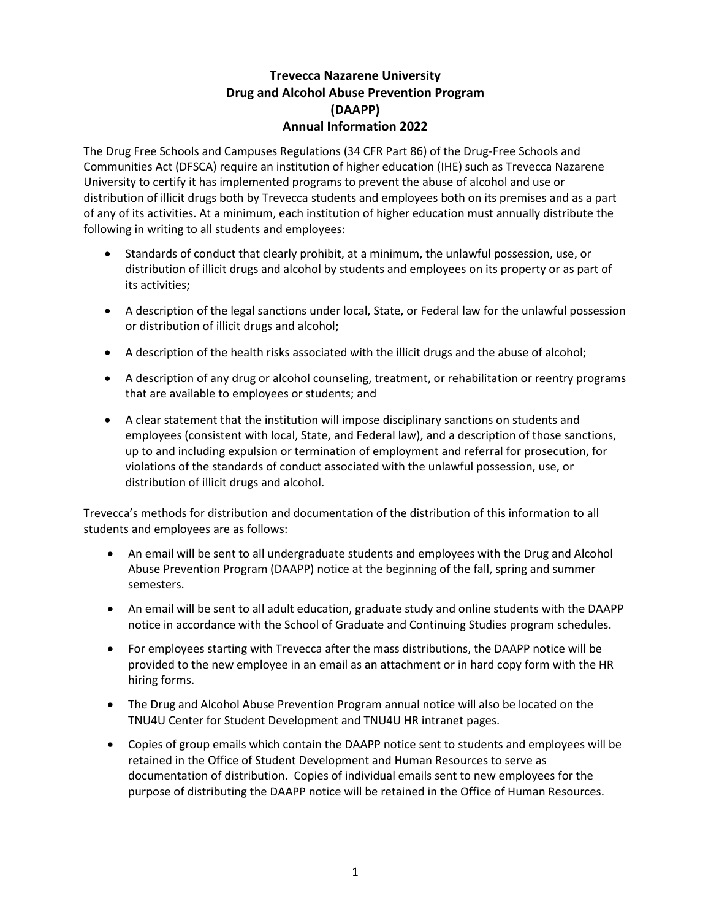# Trevecca Nazarene University
## Drug and Alcohol Abuse Prevention Program
## (DAAPP)
## Annual Information 2022

The Drug Free Schools and Campuses Regulations (34 CFR Part 86) of the Drug-Free Schools and Communities Act (DFSCA) require an institution of higher education (IHE) such as Trevecca Nazarene University to certify it has implemented programs to prevent the abuse of alcohol and use or distribution of illicit drugs both by Trevecca students and employees both on its premises and as a part of any of its activities. At a minimum, each institution of higher education must annually distribute the following in writing to all students and employees:

- Standards of conduct that clearly prohibit, at a minimum, the unlawful possession, use, or distribution of illicit drugs and alcohol by students and employees on its property or as part of its activities;
- A description of the legal sanctions under local, State, or Federal law for the unlawful possession or distribution of illicit drugs and alcohol;
- A description of the health risks associated with the illicit drugs and the abuse of alcohol;
- A description of any drug or alcohol counseling, treatment, or rehabilitation or reentry programs that are available to employees or students; and
- A clear statement that the institution will impose disciplinary sanctions on students and employees (consistent with local, State, and Federal law), and a description of those sanctions, up to and including expulsion or termination of employment and referral for prosecution, for violations of the standards of conduct associated with the unlawful possession, use, or distribution of illicit drugs and alcohol.

Trevecca's methods for distribution and documentation of the distribution of this information to all students and employees are as follows:

- An email will be sent to all undergraduate students and employees with the Drug and Alcohol Abuse Prevention Program (DAAPP) notice at the beginning of the fall, spring and summer semesters.
- An email will be sent to all adult education, graduate study and online students with the DAAPP notice in accordance with the School of Graduate and Continuing Studies program schedules.
- For employees starting with Trevecca after the mass distributions, the DAAPP notice will be provided to the new employee in an email as an attachment or in hard copy form with the HR hiring forms.
- The Drug and Alcohol Abuse Prevention Program annual notice will also be located on the TNU4U Center for Student Development and TNU4U HR intranet pages.
- Copies of group emails which contain the DAAPP notice sent to students and employees will be retained in the Office of Student Development and Human Resources to serve as documentation of distribution. Copies of individual emails sent to new employees for the purpose of distributing the DAAPP notice will be retained in the Office of Human Resources.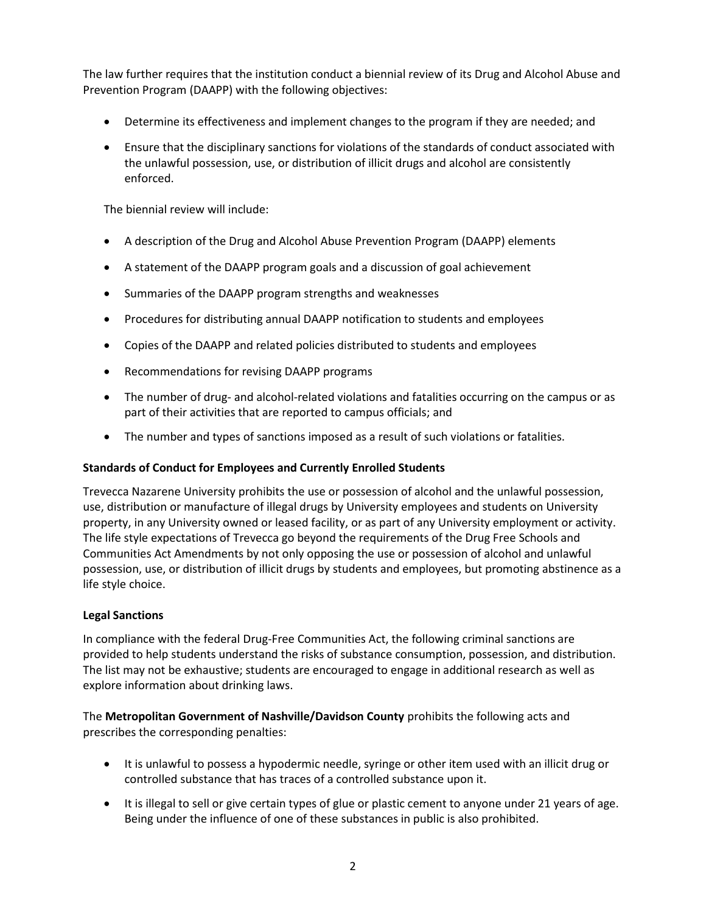The law further requires that the institution conduct a biennial review of its Drug and Alcohol Abuse and Prevention Program (DAAPP) with the following objectives:

- Determine its effectiveness and implement changes to the program if they are needed; and
- Ensure that the disciplinary sanctions for violations of the standards of conduct associated with the unlawful possession, use, or distribution of illicit drugs and alcohol are consistently enforced.

The biennial review will include:

- A description of the Drug and Alcohol Abuse Prevention Program (DAAPP) elements
- A statement of the DAAPP program goals and a discussion of goal achievement
- Summaries of the DAAPP program strengths and weaknesses
- Procedures for distributing annual DAAPP notification to students and employees
- Copies of the DAAPP and related policies distributed to students and employees
- Recommendations for revising DAAPP programs
- The number of drug- and alcohol-related violations and fatalities occurring on the campus or as part of their activities that are reported to campus officials; and
- The number and types of sanctions imposed as a result of such violations or fatalities.

**Standards of Conduct for Employees and Currently Enrolled Students**

Trevecca Nazarene University prohibits the use or possession of alcohol and the unlawful possession, use, distribution or manufacture of illegal drugs by University employees and students on University property, in any University owned or leased facility, or as part of any University employment or activity. The life style expectations of Trevecca go beyond the requirements of the Drug Free Schools and Communities Act Amendments by not only opposing the use or possession of alcohol and unlawful possession, use, or distribution of illicit drugs by students and employees, but promoting abstinence as a life style choice.

**Legal Sanctions**

In compliance with the federal Drug-Free Communities Act, the following criminal sanctions are provided to help students understand the risks of substance consumption, possession, and distribution. The list may not be exhaustive; students are encouraged to engage in additional research as well as explore information about drinking laws.

The **Metropolitan Government of Nashville/Davidson County** prohibits the following acts and prescribes the corresponding penalties:

- It is unlawful to possess a hypodermic needle, syringe or other item used with an illicit drug or controlled substance that has traces of a controlled substance upon it.
- It is illegal to sell or give certain types of glue or plastic cement to anyone under 21 years of age. Being under the influence of one of these substances in public is also prohibited.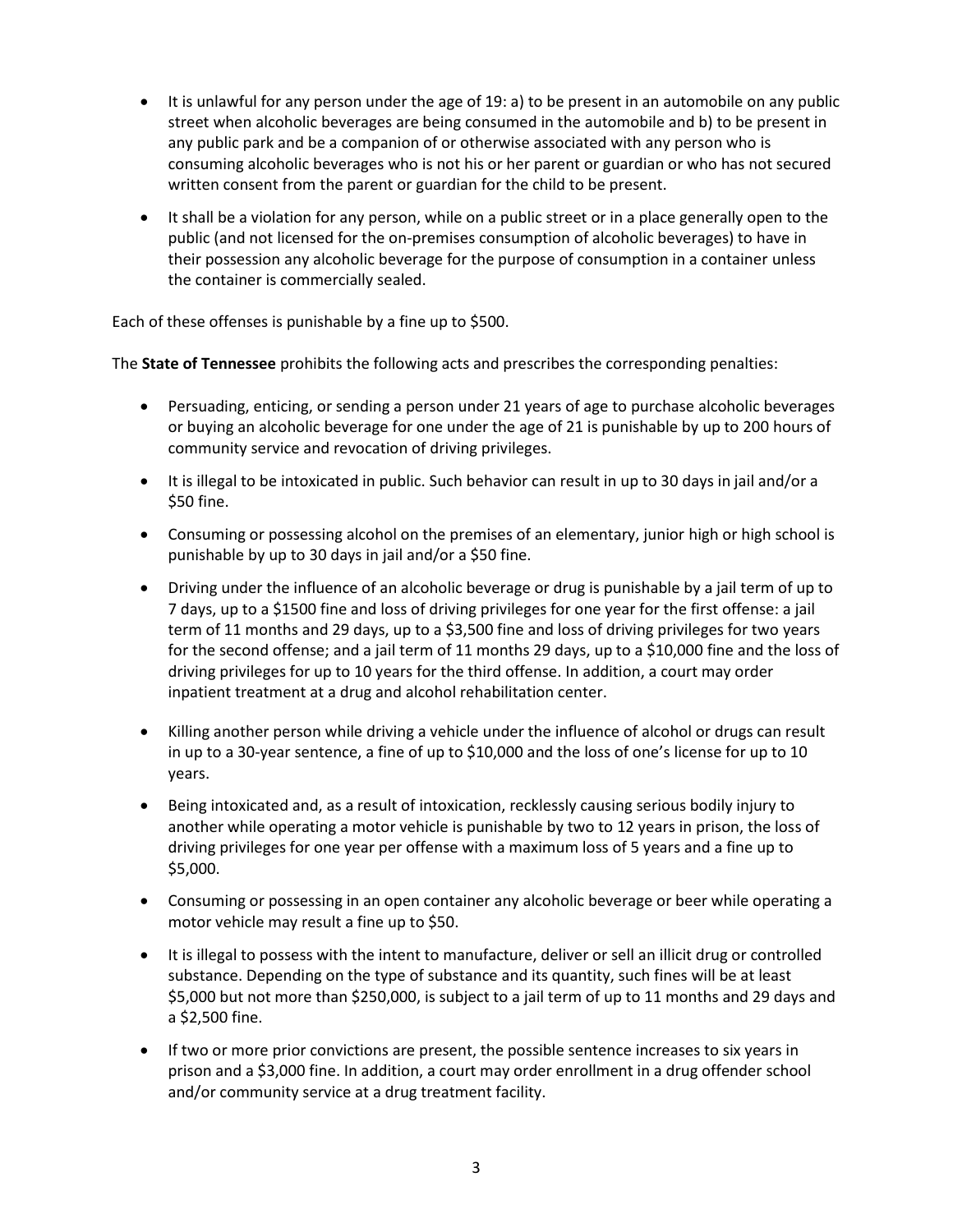- It is unlawful for any person under the age of 19: a) to be present in an automobile on any public street when alcoholic beverages are being consumed in the automobile and b) to be present in any public park and be a companion of or otherwise associated with any person who is consuming alcoholic beverages who is not his or her parent or guardian or who has not secured written consent from the parent or guardian for the child to be present.
- It shall be a violation for any person, while on a public street or in a place generally open to the public (and not licensed for the on-premises consumption of alcoholic beverages) to have in their possession any alcoholic beverage for the purpose of consumption in a container unless the container is commercially sealed.

Each of these offenses is punishable by a fine up to $500.

The **State of Tennessee** prohibits the following acts and prescribes the corresponding penalties:

- Persuading, enticing, or sending a person under 21 years of age to purchase alcoholic beverages or buying an alcoholic beverage for one under the age of 21 is punishable by up to 200 hours of community service and revocation of driving privileges.
- It is illegal to be intoxicated in public. Such behavior can result in up to 30 days in jail and/or a $50 fine.
- Consuming or possessing alcohol on the premises of an elementary, junior high or high school is punishable by up to 30 days in jail and/or a $50 fine.
- Driving under the influence of an alcoholic beverage or drug is punishable by a jail term of up to 7 days, up to a $1500 fine and loss of driving privileges for one year for the first offense: a jail term of 11 months and 29 days, up to a $3,500 fine and loss of driving privileges for two years for the second offense; and a jail term of 11 months 29 days, up to a $10,000 fine and the loss of driving privileges for up to 10 years for the third offense. In addition, a court may order inpatient treatment at a drug and alcohol rehabilitation center.
- Killing another person while driving a vehicle under the influence of alcohol or drugs can result in up to a 30-year sentence, a fine of up to $10,000 and the loss of one's license for up to 10 years.
- Being intoxicated and, as a result of intoxication, recklessly causing serious bodily injury to another while operating a motor vehicle is punishable by two to 12 years in prison, the loss of driving privileges for one year per offense with a maximum loss of 5 years and a fine up to $5,000.
- Consuming or possessing in an open container any alcoholic beverage or beer while operating a motor vehicle may result a fine up to $50.
- It is illegal to possess with the intent to manufacture, deliver or sell an illicit drug or controlled substance. Depending on the type of substance and its quantity, such fines will be at least $5,000 but not more than $250,000, is subject to a jail term of up to 11 months and 29 days and a $2,500 fine.
- If two or more prior convictions are present, the possible sentence increases to six years in prison and a $3,000 fine. In addition, a court may order enrollment in a drug offender school and/or community service at a drug treatment facility.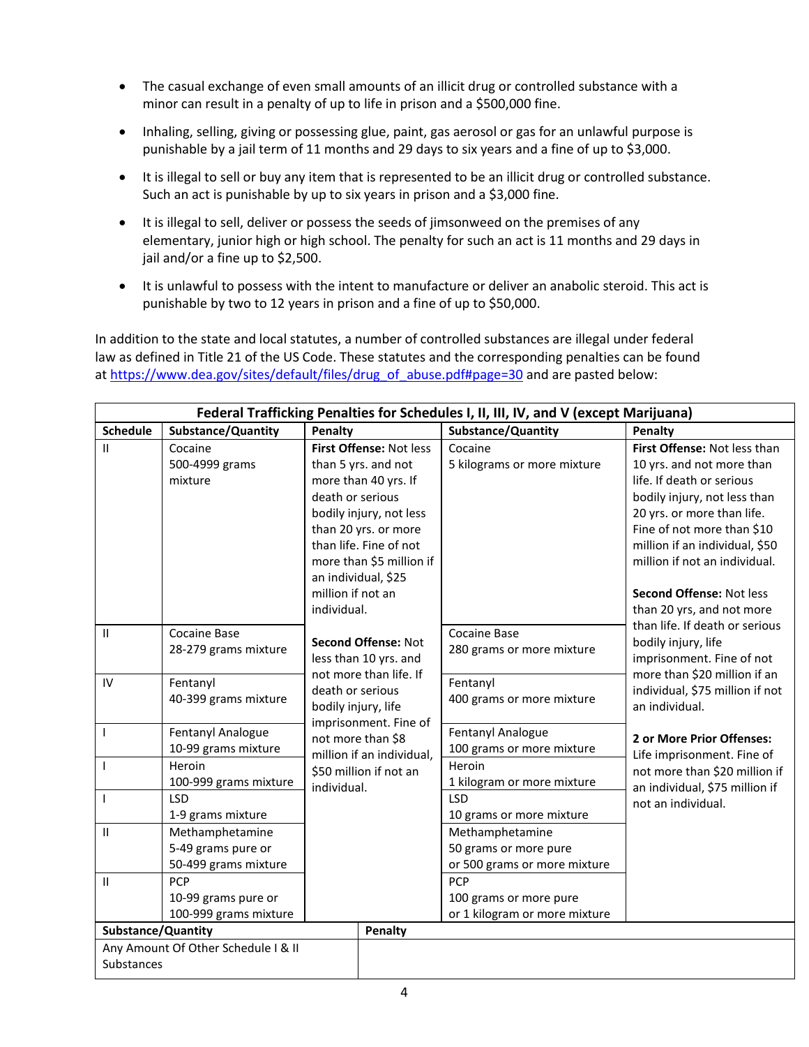- The casual exchange of even small amounts of an illicit drug or controlled substance with a minor can result in a penalty of up to life in prison and a $500,000 fine.
- Inhaling, selling, giving or possessing glue, paint, gas aerosol or gas for an unlawful purpose is punishable by a jail term of 11 months and 29 days to six years and a fine of up to $3,000.
- It is illegal to sell or buy any item that is represented to be an illicit drug or controlled substance. Such an act is punishable by up to six years in prison and a $3,000 fine.
- It is illegal to sell, deliver or possess the seeds of jimsonweed on the premises of any elementary, junior high or high school. The penalty for such an act is 11 months and 29 days in jail and/or a fine up to $2,500.
- It is unlawful to possess with the intent to manufacture or deliver an anabolic steroid. This act is punishable by two to 12 years in prison and a fine of up to $50,000.

In addition to the state and local statutes, a number of controlled substances are illegal under federal law as defined in Title 21 of the US Code. These statutes and the corresponding penalties can be found at https://www.dea.gov/sites/default/files/drug_of_abuse.pdf#page=30 and are pasted below:

| Federal Trafficking Penalties for Schedules I, II, III, IV, and V (except Marijuana) | | | | |
|---|---|---|---|---|
| **Schedule** | **Substance/Quantity** | **Penalty** | **Substance/Quantity** | **Penalty** |
| II | Cocaine 500-4999 grams mixture | **First Offense:** Not less than 5 yrs. and not more than 40 yrs. If death or serious bodily injury, not less than 20 yrs. or more than life. Fine of not more than $5 million if an individual, $25 million if not an individual.<br><br>**Second Offense:** Not less than 10 yrs. and not more than life. If death or serious bodily injury, life imprisonment. Fine of not more than $8 million if an individual, $50 million if not an individual. | Cocaine 5 kilograms or more mixture | **First Offense:** Not less than 10 yrs. and not more than life. If death or serious bodily injury, not less than 20 yrs. or more than life. Fine of not more than $10 million if an individual, $50 million if not an individual.<br><br>**Second Offense:** Not less than 20 yrs, and not more than life. If death or serious bodily injury, life imprisonment. Fine of not more than $20 million if an individual, $75 million if not an individual.<br><br>**2 or More Prior Offenses:** Life imprisonment. Fine of not more than $20 million if an individual, $75 million if not an individual. |
| II | Cocaine Base 28-279 grams mixture | | Cocaine Base 280 grams or more mixture | |
| IV | Fentanyl 40-399 grams mixture | | Fentanyl 400 grams or more mixture | |
| I | Fentanyl Analogue 10-99 grams mixture | | Fentanyl Analogue 100 grams or more mixture | |
| I | Heroin 100-999 grams mixture | | Heroin 1 kilogram or more mixture | |
| I | LSD 1-9 grams mixture | | LSD 10 grams or more mixture | |
| II | Methamphetamine 5-49 grams pure or 50-499 grams mixture | | Methamphetamine 50 grams or more pure or 500 grams or more mixture | |
| II | PCP 10-99 grams pure or 100-999 grams mixture | | PCP 100 grams or more pure or 1 kilogram or more mixture | |

| **Substance/Quantity** | **Penalty** |
|---|---|
| Any Amount Of Other Schedule I & II Substances | |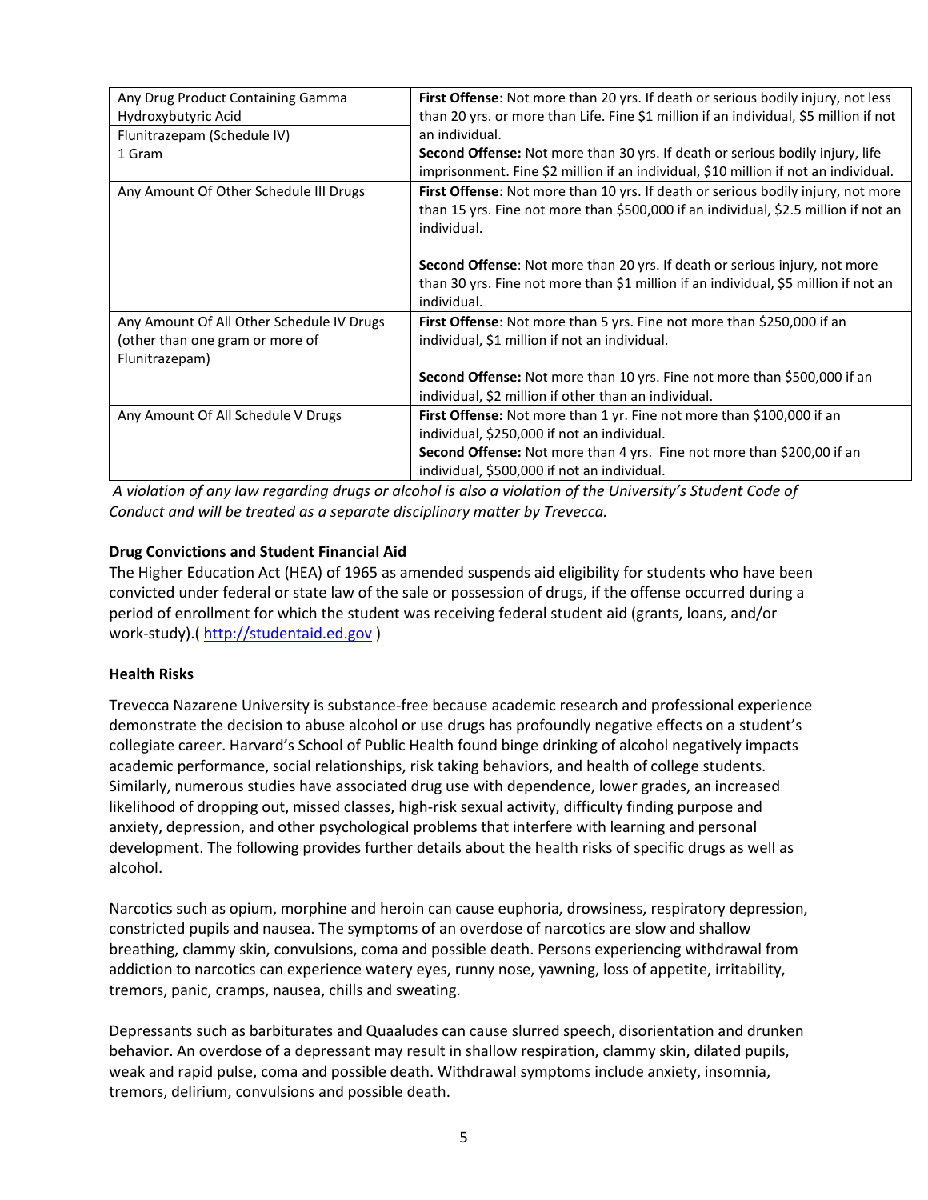| | |
|---|---|
| Any Drug Product Containing Gamma Hydroxybutyric Acid<br>Flunitrazepam (Schedule IV)<br>1 Gram | **First Offense**: Not more than 20 yrs. If death or serious bodily injury, not less than 20 yrs. or more than Life. Fine $1 million if an individual, $5 million if not an individual.<br>**Second Offense:** Not more than 30 yrs. If death or serious bodily injury, life imprisonment. Fine $2 million if an individual, $10 million if not an individual. |
| Any Amount Of Other Schedule III Drugs | **First Offense**: Not more than 10 yrs. If death or serious bodily injury, not more than 15 yrs. Fine not more than $500,000 if an individual, $2.5 million if not an individual.<br><br>**Second Offense**: Not more than 20 yrs. If death or serious injury, not more than 30 yrs. Fine not more than $1 million if an individual, $5 million if not an individual. |
| Any Amount Of All Other Schedule IV Drugs (other than one gram or more of Flunitrazepam) | **First Offense**: Not more than 5 yrs. Fine not more than $250,000 if an individual, $1 million if not an individual.<br><br>**Second Offense:** Not more than 10 yrs. Fine not more than $500,000 if an individual, $2 million if other than an individual. |
| Any Amount Of All Schedule V Drugs | **First Offense:** Not more than 1 yr. Fine not more than $100,000 if an individual, $250,000 if not an individual.<br>**Second Offense:** Not more than 4 yrs. Fine not more than $200,00 if an individual, $500,000 if not an individual. |

*A violation of any law regarding drugs or alcohol is also a violation of the University's Student Code of Conduct and will be treated as a separate disciplinary matter by Trevecca.*

**Drug Convictions and Student Financial Aid**

The Higher Education Act (HEA) of 1965 as amended suspends aid eligibility for students who have been convicted under federal or state law of the sale or possession of drugs, if the offense occurred during a period of enrollment for which the student was receiving federal student aid (grants, loans, and/or work-study).( http://studentaid.ed.gov )

**Health Risks**

Trevecca Nazarene University is substance-free because academic research and professional experience demonstrate the decision to abuse alcohol or use drugs has profoundly negative effects on a student's collegiate career. Harvard's School of Public Health found binge drinking of alcohol negatively impacts academic performance, social relationships, risk taking behaviors, and health of college students. Similarly, numerous studies have associated drug use with dependence, lower grades, an increased likelihood of dropping out, missed classes, high-risk sexual activity, difficulty finding purpose and anxiety, depression, and other psychological problems that interfere with learning and personal development. The following provides further details about the health risks of specific drugs as well as alcohol.

Narcotics such as opium, morphine and heroin can cause euphoria, drowsiness, respiratory depression, constricted pupils and nausea. The symptoms of an overdose of narcotics are slow and shallow breathing, clammy skin, convulsions, coma and possible death. Persons experiencing withdrawal from addiction to narcotics can experience watery eyes, runny nose, yawning, loss of appetite, irritability, tremors, panic, cramps, nausea, chills and sweating.

Depressants such as barbiturates and Quaaludes can cause slurred speech, disorientation and drunken behavior. An overdose of a depressant may result in shallow respiration, clammy skin, dilated pupils, weak and rapid pulse, coma and possible death. Withdrawal symptoms include anxiety, insomnia, tremors, delirium, convulsions and possible death.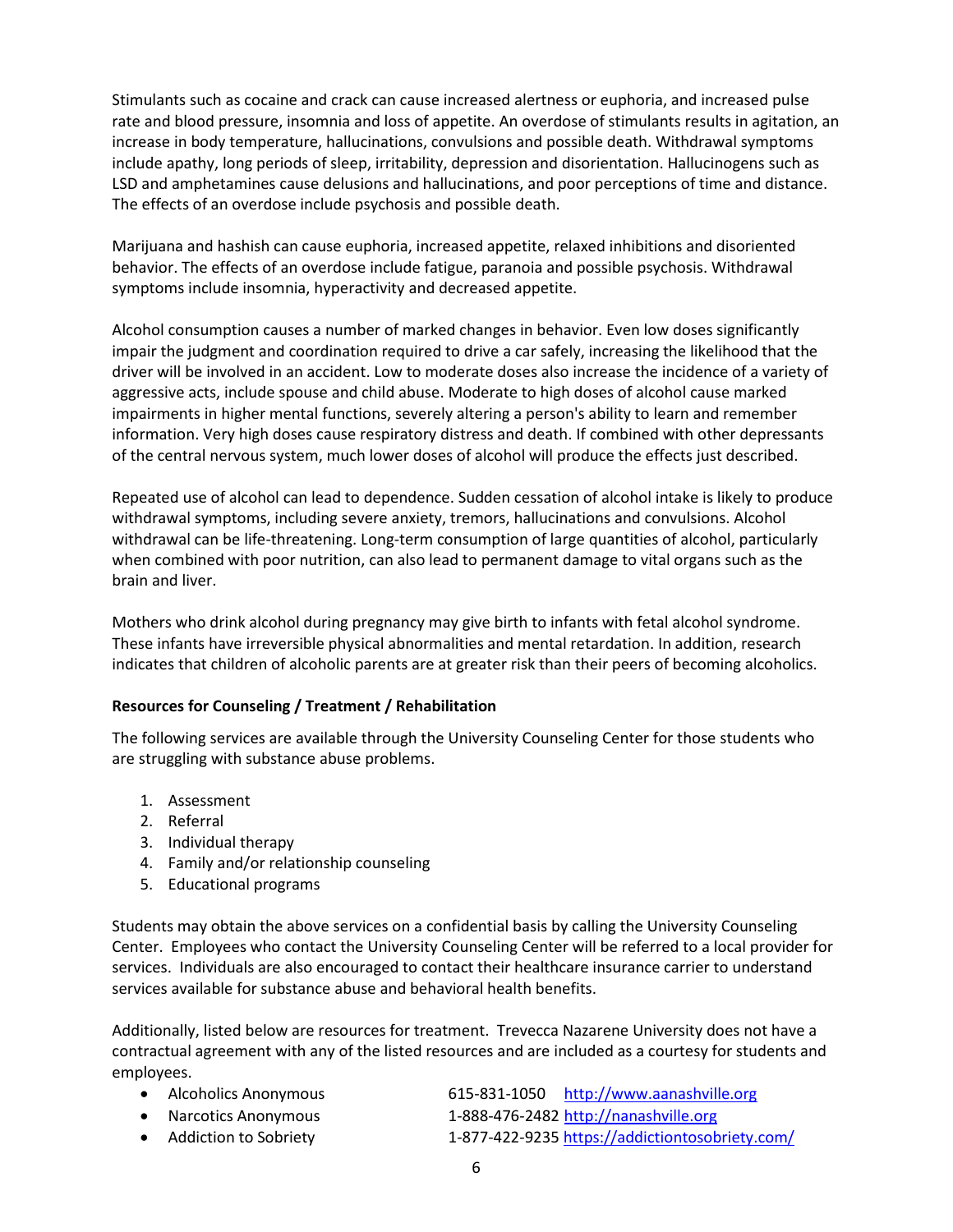Stimulants such as cocaine and crack can cause increased alertness or euphoria, and increased pulse rate and blood pressure, insomnia and loss of appetite. An overdose of stimulants results in agitation, an increase in body temperature, hallucinations, convulsions and possible death. Withdrawal symptoms include apathy, long periods of sleep, irritability, depression and disorientation. Hallucinogens such as LSD and amphetamines cause delusions and hallucinations, and poor perceptions of time and distance. The effects of an overdose include psychosis and possible death.

Marijuana and hashish can cause euphoria, increased appetite, relaxed inhibitions and disoriented behavior. The effects of an overdose include fatigue, paranoia and possible psychosis. Withdrawal symptoms include insomnia, hyperactivity and decreased appetite.

Alcohol consumption causes a number of marked changes in behavior. Even low doses significantly impair the judgment and coordination required to drive a car safely, increasing the likelihood that the driver will be involved in an accident. Low to moderate doses also increase the incidence of a variety of aggressive acts, include spouse and child abuse. Moderate to high doses of alcohol cause marked impairments in higher mental functions, severely altering a person's ability to learn and remember information. Very high doses cause respiratory distress and death. If combined with other depressants of the central nervous system, much lower doses of alcohol will produce the effects just described.

Repeated use of alcohol can lead to dependence. Sudden cessation of alcohol intake is likely to produce withdrawal symptoms, including severe anxiety, tremors, hallucinations and convulsions. Alcohol withdrawal can be life-threatening. Long-term consumption of large quantities of alcohol, particularly when combined with poor nutrition, can also lead to permanent damage to vital organs such as the brain and liver.

Mothers who drink alcohol during pregnancy may give birth to infants with fetal alcohol syndrome. These infants have irreversible physical abnormalities and mental retardation. In addition, research indicates that children of alcoholic parents are at greater risk than their peers of becoming alcoholics.

**Resources for Counseling / Treatment / Rehabilitation**

The following services are available through the University Counseling Center for those students who are struggling with substance abuse problems.

1. Assessment
2. Referral
3. Individual therapy
4. Family and/or relationship counseling
5. Educational programs

Students may obtain the above services on a confidential basis by calling the University Counseling Center. Employees who contact the University Counseling Center will be referred to a local provider for services. Individuals are also encouraged to contact their healthcare insurance carrier to understand services available for substance abuse and behavioral health benefits.

Additionally, listed below are resources for treatment. Trevecca Nazarene University does not have a contractual agreement with any of the listed resources and are included as a courtesy for students and employees.

- Alcoholics Anonymous 615-831-1050 http://www.aanashville.org
- Narcotics Anonymous 1-888-476-2482 http://nanashville.org
- Addiction to Sobriety 1-877-422-9235 https://addictiontosobriety.com/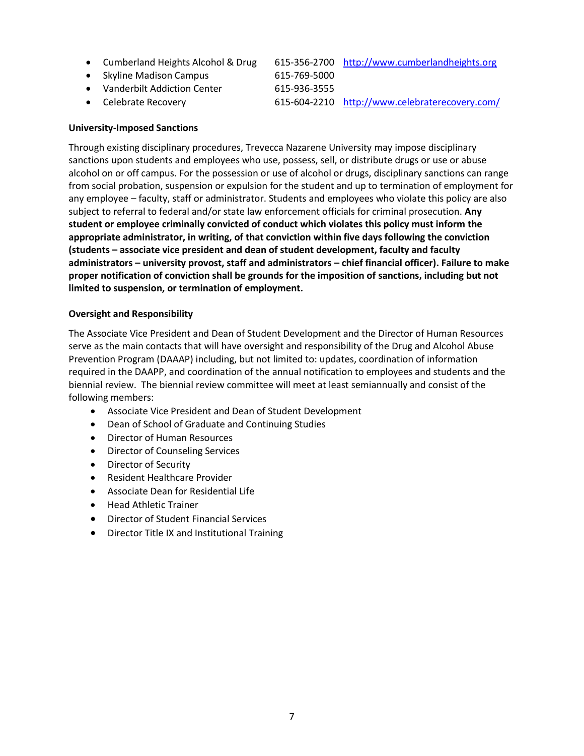- Cumberland Heights Alcohol & Drug 615-356-2700 http://www.cumberlandheights.org
- Skyline Madison Campus 615-769-5000
- Vanderbilt Addiction Center 615-936-3555
- Celebrate Recovery 615-604-2210 http://www.celebraterecovery.com/

**University-Imposed Sanctions**

Through existing disciplinary procedures, Trevecca Nazarene University may impose disciplinary sanctions upon students and employees who use, possess, sell, or distribute drugs or use or abuse alcohol on or off campus. For the possession or use of alcohol or drugs, disciplinary sanctions can range from social probation, suspension or expulsion for the student and up to termination of employment for any employee – faculty, staff or administrator. Students and employees who violate this policy are also subject to referral to federal and/or state law enforcement officials for criminal prosecution. **Any student or employee criminally convicted of conduct which violates this policy must inform the appropriate administrator, in writing, of that conviction within five days following the conviction (students – associate vice president and dean of student development, faculty and faculty administrators – university provost, staff and administrators – chief financial officer). Failure to make proper notification of conviction shall be grounds for the imposition of sanctions, including but not limited to suspension, or termination of employment.**

**Oversight and Responsibility**

The Associate Vice President and Dean of Student Development and the Director of Human Resources serve as the main contacts that will have oversight and responsibility of the Drug and Alcohol Abuse Prevention Program (DAAAP) including, but not limited to: updates, coordination of information required in the DAAPP, and coordination of the annual notification to employees and students and the biennial review. The biennial review committee will meet at least semiannually and consist of the following members:

- Associate Vice President and Dean of Student Development
- Dean of School of Graduate and Continuing Studies
- Director of Human Resources
- Director of Counseling Services
- Director of Security
- Resident Healthcare Provider
- Associate Dean for Residential Life
- Head Athletic Trainer
- Director of Student Financial Services
- Director Title IX and Institutional Training